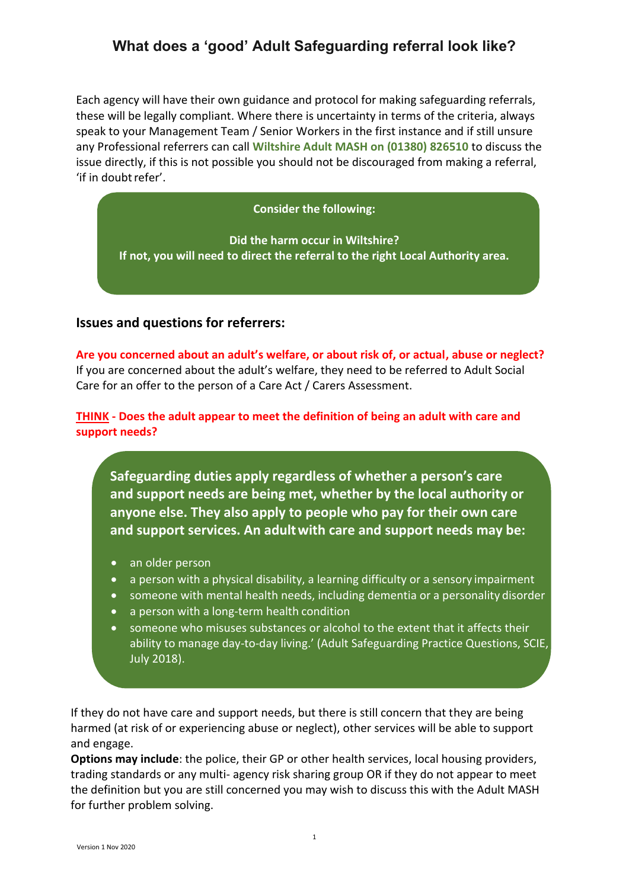# What does a 'good' Adult Safeguarding referral look like?

Each agency will have their own guidance and protocol for making safeguarding referrals, these will be legally compliant. Where there is uncertainty in terms of the criteria, always speak to your Management Team / Senior Workers in the first instance and if still unsure any Professional referrers can call **Wiltshire Adult MASH on (01380) 826510** to discuss the issue directly, if this is not possible you should not be discouraged from making a referral, 'if in doubt refer'.

**Consider the following:**

**Did the harm occur in Wiltshire?**
**If not, you will need to direct the referral to the right Local Authority area.**

## Issues and questions for referrers:

**Are you concerned about an adult's welfare, or about risk of, or actual, abuse or neglect?**
If you are concerned about the adult's welfare, they need to be referred to Adult Social Care for an offer to the person of a Care Act / Carers Assessment.

**THINK - Does the adult appear to meet the definition of being an adult with care and support needs?**

**Safeguarding duties apply regardless of whether a person's care and support needs are being met, whether by the local authority or anyone else. They also apply to people who pay for their own care and support services. An adult with care and support needs may be:**

- an older person
- a person with a physical disability, a learning difficulty or a sensory impairment
- someone with mental health needs, including dementia or a personality disorder
- a person with a long-term health condition
- someone who misuses substances or alcohol to the extent that it affects their ability to manage day-to-day living.' (Adult Safeguarding Practice Questions, SCIE, July 2018).

If they do not have care and support needs, but there is still concern that they are being harmed (at risk of or experiencing abuse or neglect), other services will be able to support and engage.
**Options may include**: the police, their GP or other health services, local housing providers, trading standards or any multi- agency risk sharing group OR if they do not appear to meet the definition but you are still concerned you may wish to discuss this with the Adult MASH for further problem solving.

Version 1 Nov 2020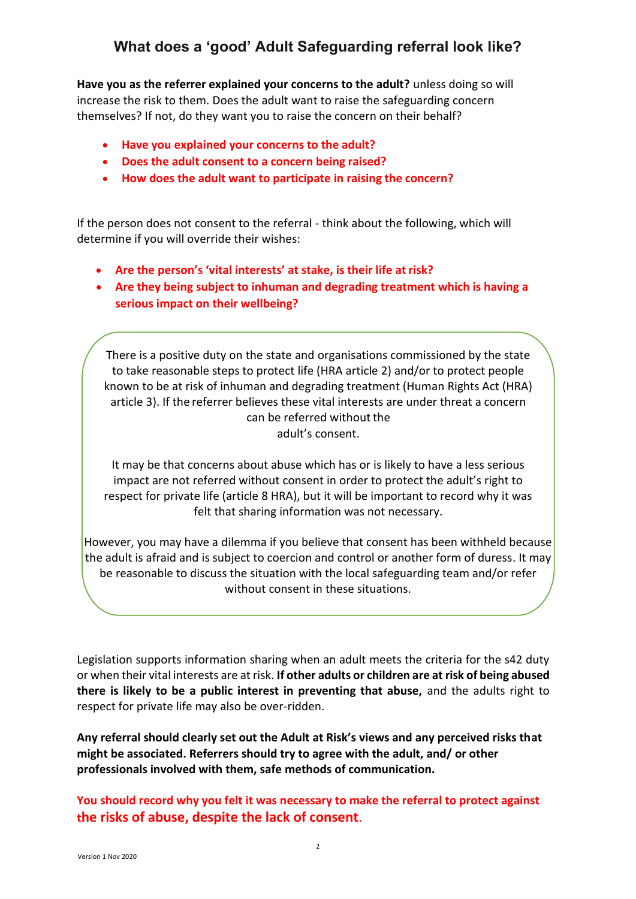## What does a 'good' Adult Safeguarding referral look like?

**Have you as the referrer explained your concerns to the adult?** unless doing so will increase the risk to them. Does the adult want to raise the safeguarding concern themselves? If not, do they want you to raise the concern on their behalf?

- **Have you explained your concerns to the adult?**
- **Does the adult consent to a concern being raised?**
- **How does the adult want to participate in raising the concern?**

If the person does not consent to the referral - think about the following, which will determine if you will override their wishes:

- **Are the person's 'vital interests' at stake, is their life at risk?**
- **Are they being subject to inhuman and degrading treatment which is having a serious impact on their wellbeing?**

There is a positive duty on the state and organisations commissioned by the state to take reasonable steps to protect life (HRA article 2) and/or to protect people known to be at risk of inhuman and degrading treatment (Human Rights Act (HRA) article 3). If the referrer believes these vital interests are under threat a concern can be referred without the adult's consent.

It may be that concerns about abuse which has or is likely to have a less serious impact are not referred without consent in order to protect the adult's right to respect for private life (article 8 HRA), but it will be important to record why it was felt that sharing information was not necessary.

However, you may have a dilemma if you believe that consent has been withheld because the adult is afraid and is subject to coercion and control or another form of duress. It may be reasonable to discuss the situation with the local safeguarding team and/or refer without consent in these situations.

Legislation supports information sharing when an adult meets the criteria for the s42 duty or when their vital interests are at risk. **If other adults or children are at risk of being abused there is likely to be a public interest in preventing that abuse,** and the adults right to respect for private life may also be over-ridden.

**Any referral should clearly set out the Adult at Risk's views and any perceived risks that might be associated. Referrers should try to agree with the adult, and/ or other professionals involved with them, safe methods of communication.**

**You should record why you felt it was necessary to make the referral to protect against the risks of abuse, despite the lack of consent.**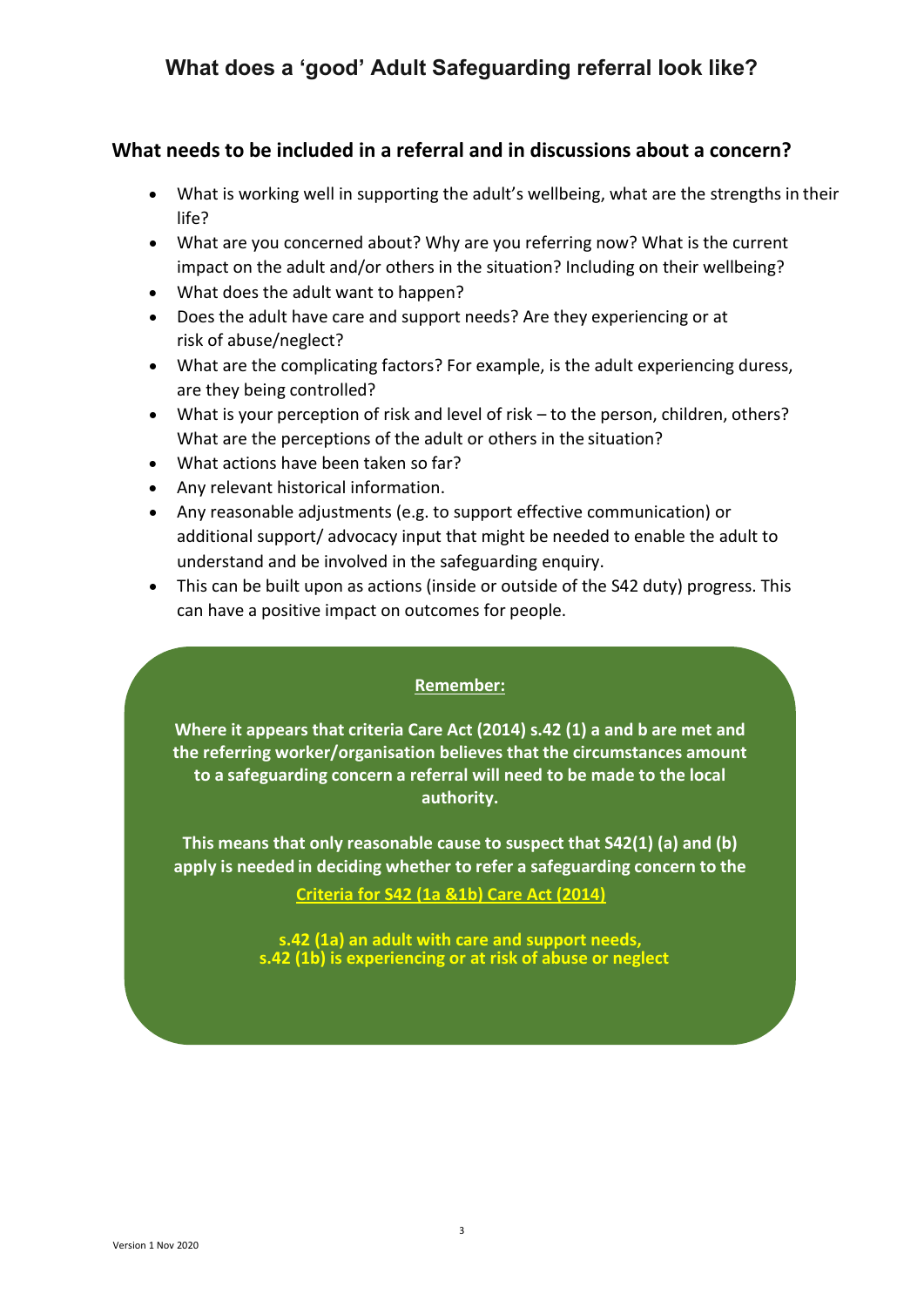# What does a 'good' Adult Safeguarding referral look like?

## What needs to be included in a referral and in discussions about a concern?

- What is working well in supporting the adult's wellbeing, what are the strengths in their life?
- What are you concerned about? Why are you referring now? What is the current impact on the adult and/or others in the situation? Including on their wellbeing?
- What does the adult want to happen?
- Does the adult have care and support needs? Are they experiencing or at risk of abuse/neglect?
- What are the complicating factors? For example, is the adult experiencing duress, are they being controlled?
- What is your perception of risk and level of risk – to the person, children, others? What are the perceptions of the adult or others in the situation?
- What actions have been taken so far?
- Any relevant historical information.
- Any reasonable adjustments (e.g. to support effective communication) or additional support/ advocacy input that might be needed to enable the adult to understand and be involved in the safeguarding enquiry.
- This can be built upon as actions (inside or outside of the S42 duty) progress. This can have a positive impact on outcomes for people.

**Remember:**

**Where it appears that criteria Care Act (2014) s.42 (1) a and b are met and the referring worker/organisation believes that the circumstances amount to a safeguarding concern a referral will need to be made to the local authority.**

**This means that only reasonable cause to suspect that S42(1) (a) and (b) apply is needed in deciding whether to refer a safeguarding concern to the**

**Criteria for S42 (1a &1b) Care Act (2014)**

**s.42 (1a) an adult with care and support needs,**
**s.42 (1b) is experiencing or at risk of abuse or neglect**

Version 1 Nov 2020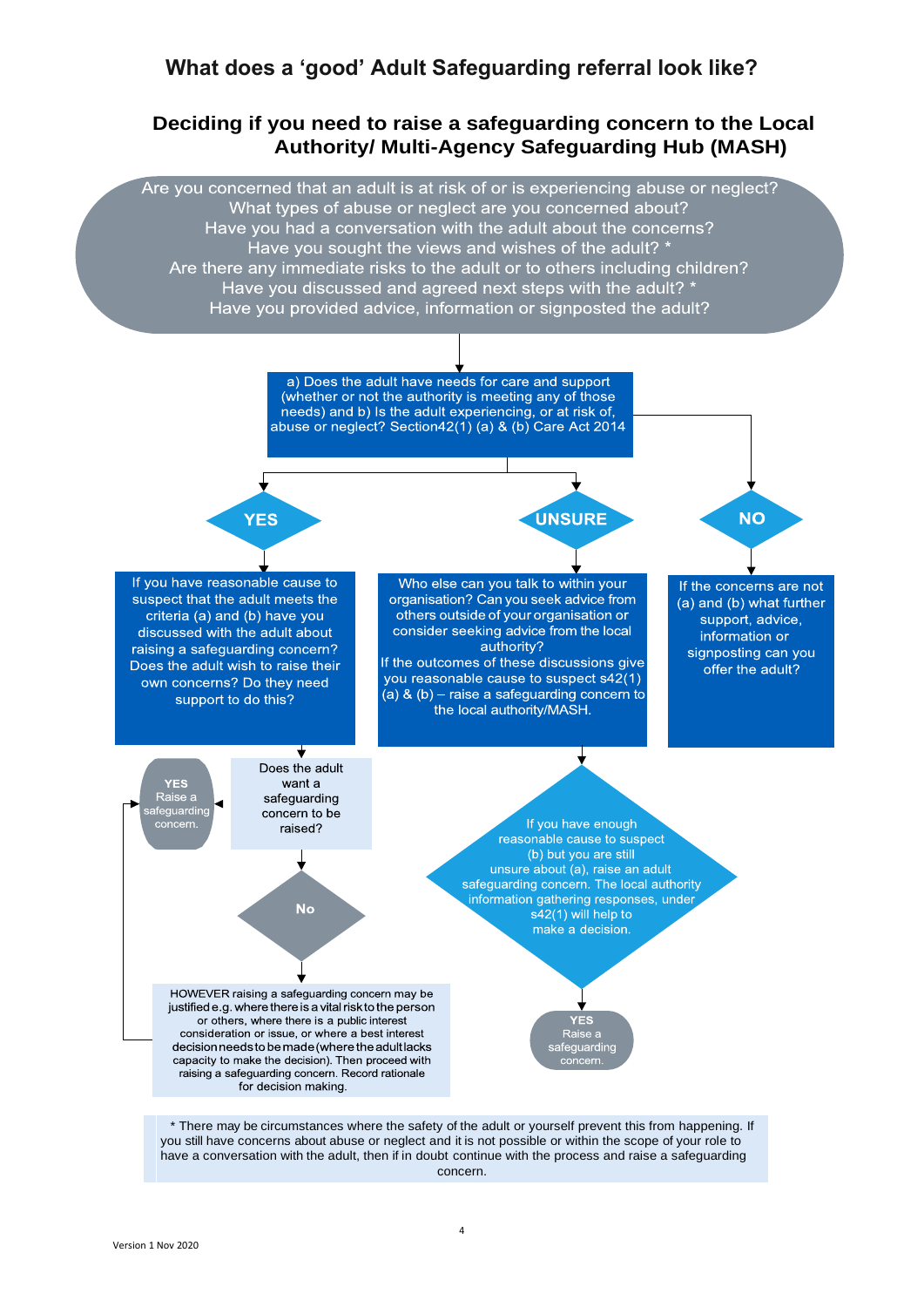# What does a 'good' Adult Safeguarding referral look like?

## Deciding if you need to raise a safeguarding concern to the Local Authority/ Multi-Agency Safeguarding Hub (MASH)

Are you concerned that an adult is at risk of or is experiencing abuse or neglect?
What types of abuse or neglect are you concerned about?
Have you had a conversation with the adult about the concerns?
Have you sought the views and wishes of the adult? *
Are there any immediate risks to the adult or to others including children?
Have you discussed and agreed next steps with the adult? *
Have you provided advice, information or signposted the adult?

a) Does the adult have needs for care and support (whether or not the authority is meeting any of those needs) and b) Is the adult experiencing, or at risk of, abuse or neglect? Section42(1) (a) & (b) Care Act 2014

**YES**

If you have reasonable cause to suspect that the adult meets the criteria (a) and (b) have you discussed with the adult about raising a safeguarding concern? Does the adult wish to raise their own concerns? Do they need support to do this?

Does the adult want a safeguarding concern to be raised?

**YES** Raise a safeguarding concern.

**No**

HOWEVER raising a safeguarding concern may be justified e.g. where there is a vital risk to the person or others, where there is a public interest consideration or issue, or where a best interest decision needs to be made (where the adult lacks capacity to make the decision). Then proceed with raising a safeguarding concern. Record rationale for decision making.

**UNSURE**

Who else can you talk to within your organisation? Can you seek advice from others outside of your organisation or consider seeking advice from the local authority?
If the outcomes of these discussions give you reasonable cause to suspect s42(1) (a) & (b) – raise a safeguarding concern to the local authority/MASH.

If you have enough reasonable cause to suspect (b) but you are still unsure about (a), raise an adult safeguarding concern. The local authority information gathering responses, under s42(1) will help to make a decision.

**YES** Raise a safeguarding concern.

**NO**

If the concerns are not (a) and (b) what further support, advice, information or signposting can you offer the adult?

* There may be circumstances where the safety of the adult or yourself prevent this from happening. If you still have concerns about abuse or neglect and it is not possible or within the scope of your role to have a conversation with the adult, then if in doubt continue with the process and raise a safeguarding concern.

Version 1 Nov 2020